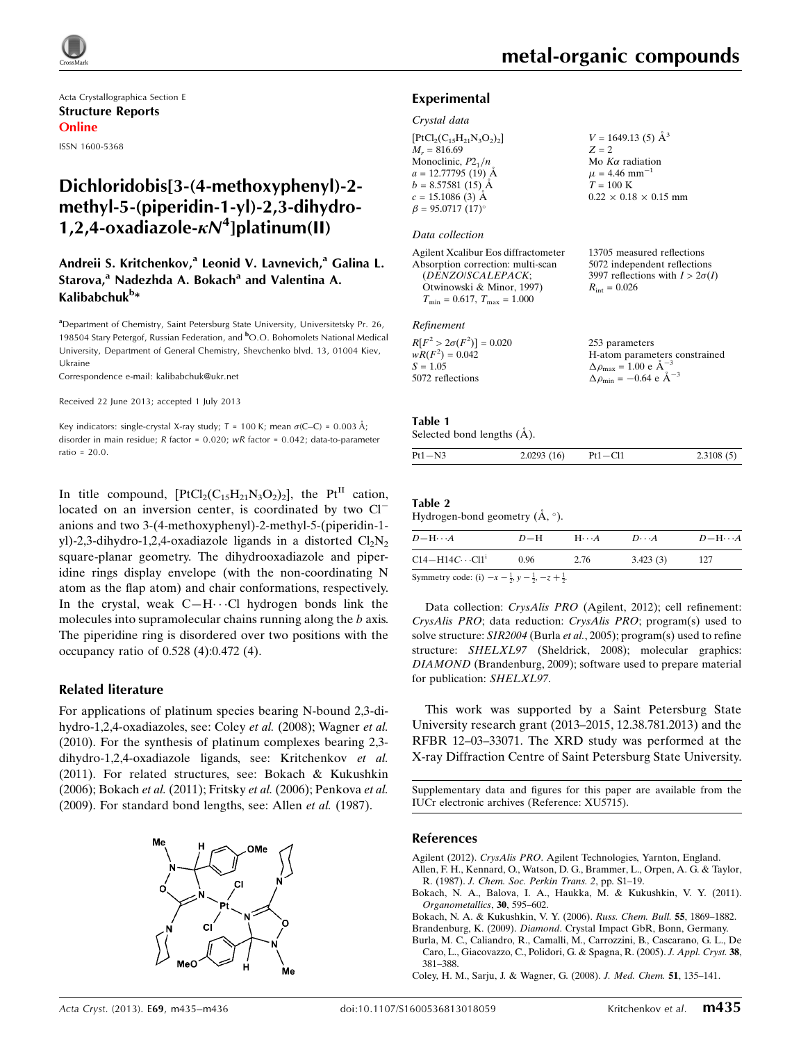Acta Crystallographica Section E
**Structure Reports Online**

ISSN 1600-5368

# Dichloridobis[3-(4-methoxyphenyl)-2-methyl-5-(piperidin-1-yl)-2,3-dihydro-1,2,4-oxadiazole-$\kappa N^4$]platinum(II)

**Andreii S. Kritchenkov,[a] Leonid V. Lavnevich,[a] Galina L. Starova,[a] Nadezhda A. Bokach[a] and Valentina A. Kalibabchuk[b]***

[a]Department of Chemistry, Saint Petersburg State University, Universitetsky Pr. 26, 198504 Stary Petergof, Russian Federation, and [b]O.O. Bohomolets National Medical University, Department of General Chemistry, Shevchenko blvd. 13, 01004 Kiev, Ukraine
Correspondence e-mail: kalibabchuk@ukr.net

Received 22 June 2013; accepted 1 July 2013

Key indicators: single-crystal X-ray study; $T$ = 100 K; mean $\sigma$(C–C) = 0.003 Å; disorder in main residue; $R$ factor = 0.020; $wR$ factor = 0.042; data-to-parameter ratio = 20.0.

In title compound, $[PtCl_2(C_{15}H_{21}N_3O_2)_2]$, the $Pt^{II}$ cation, located on an inversion center, is coordinated by two $Cl^-$ anions and two 3-(4-methoxyphenyl)-2-methyl-5-(piperidin-1-yl)-2,3-dihydro-1,2,4-oxadiazole ligands in a distorted $Cl_2N_2$ square-planar geometry. The dihydrooxadiazole and piperidine rings display envelope (with the non-coordinating N atom as the flap atom) and chair conformations, respectively. In the crystal, weak C—H$\cdots$Cl hydrogen bonds link the molecules into supramolecular chains running along the $b$ axis. The piperidine ring is disordered over two positions with the occupancy ratio of 0.528 (4):0.472 (4).

## Related literature

For applications of platinum species bearing N-bound 2,3-dihydro-1,2,4-oxadiazoles, see: Coley *et al.* (2008); Wagner *et al.* (2010). For the synthesis of platinum complexes bearing 2,3-dihydro-1,2,4-oxadiazole ligands, see: Kritchenkov *et al.* (2011). For related structures, see: Bokach & Kukushkin (2006); Bokach *et al.* (2011); Fritsky *et al.* (2006); Penkova *et al.* (2009). For standard bond lengths, see: Allen *et al.* (1987).

## Experimental

### Crystal data

$[PtCl_2(C_{15}H_{21}N_3O_2)_2]$
$M_r$ = 816.69
Monoclinic, $P2_1/n$
$a$ = 12.77795 (19) Å
$b$ = 8.57581 (15) Å
$c$ = 15.1086 (3) Å
$\beta$ = 95.0717 (17)°
$V$ = 1649.13 (5) Å$^3$
$Z$ = 2
Mo $K\alpha$ radiation
$\mu$ = 4.46 mm$^{-1}$
$T$ = 100 K
0.22 × 0.18 × 0.15 mm

### Data collection

Agilent Xcalibur Eos diffractometer
Absorption correction: multi-scan (*DENZO*/*SCALEPACK*; Otwinowski & Minor, 1997)
$T_{min}$ = 0.617, $T_{max}$ = 1.000
13705 measured reflections
5072 independent reflections
3997 reflections with $I > 2\sigma(I)$
$R_{int}$ = 0.026

### Refinement

$R[F^2 > 2\sigma(F^2)]$ = 0.020
$wR(F^2)$ = 0.042
$S$ = 1.05
5072 reflections
253 parameters
H-atom parameters constrained
$\Delta\rho_{max}$ = 1.00 e Å$^{-3}$
$\Delta\rho_{min}$ = −0.64 e Å$^{-3}$

**Table 1**
Selected bond lengths (Å).

| | | | |
|---|---|---|---|
| Pt1—N3 | 2.0293 (16) | Pt1—Cl1 | 2.3108 (5) |

**Table 2**
Hydrogen-bond geometry (Å, °).

| $D$—H$\cdots A$ | $D$—H | H$\cdots A$ | $D\cdots A$ | $D$—H$\cdots A$ |
|---|---|---|---|---|
| C14—H14C$\cdots$Cl1$^{i}$ | 0.96 | 2.76 | 3.423 (3) | 127 |

Symmetry code: (i) $-x-\frac{1}{2}, y-\frac{1}{2}, -z+\frac{1}{2}$.

Data collection: *CrysAlis PRO* (Agilent, 2012); cell refinement: *CrysAlis PRO*; data reduction: *CrysAlis PRO*; program(s) used to solve structure: *SIR2004* (Burla *et al.*, 2005); program(s) used to refine structure: *SHELXL97* (Sheldrick, 2008); molecular graphics: *DIAMOND* (Brandenburg, 2009); software used to prepare material for publication: *SHELXL97*.

This work was supported by a Saint Petersburg State University research grant (2013–2015, 12.38.781.2013) and the RFBR 12–03–33071. The XRD study was performed at the X-ray Diffraction Centre of Saint Petersburg State University.

Supplementary data and figures for this paper are available from the IUCr electronic archives (Reference: XU5715).

## References

Agilent (2012). *CrysAlis PRO*. Agilent Technologies, Yarnton, England.
Allen, F. H., Kennard, O., Watson, D. G., Brammer, L., Orpen, A. G. & Taylor, R. (1987). *J. Chem. Soc. Perkin Trans. 2*, pp. S1–19.
Bokach, N. A., Balova, I. A., Haukka, M. & Kukushkin, V. Y. (2011). *Organometallics*, **30**, 595–602.
Bokach, N. A. & Kukushkin, V. Y. (2006). *Russ. Chem. Bull.* **55**, 1869–1882.
Brandenburg, K. (2009). *Diamond*. Crystal Impact GbR, Bonn, Germany.
Burla, M. C., Caliandro, R., Camalli, M., Carrozzini, B., Cascarano, G. L., De Caro, L., Giacovazzo, C., Polidori, G. & Spagna, R. (2005). *J. Appl. Cryst.* **38**, 381–388.
Coley, H. M., Sarju, J. & Wagner, G. (2008). *J. Med. Chem.* **51**, 135–141.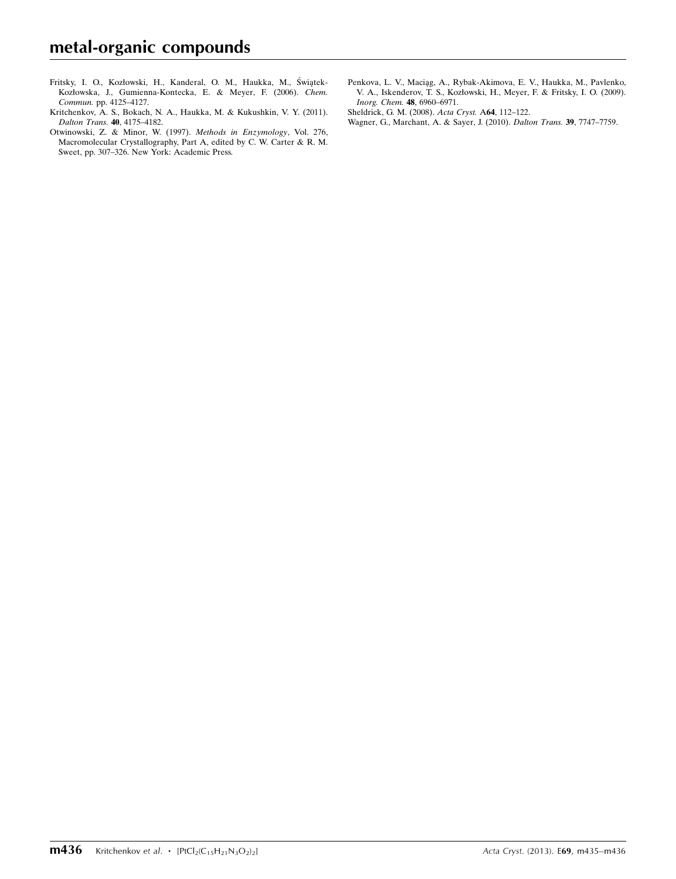Fritsky, I. O., Kozłowski, H., Kanderal, O. M., Haukka, M., Świątek-Kozłowska, J., Gumienna-Kontecka, E. & Meyer, F. (2006). *Chem. Commun.* pp. 4125–4127.

Kritchenkov, A. S., Bokach, N. A., Haukka, M. & Kukushkin, V. Y. (2011). *Dalton Trans.* **40**, 4175–4182.

Otwinowski, Z. & Minor, W. (1997). *Methods in Enzymology*, Vol. 276, Macromolecular Crystallography, Part A, edited by C. W. Carter & R. M. Sweet, pp. 307–326. New York: Academic Press.

Penkova, L. V., Maciąg, A., Rybak-Akimova, E. V., Haukka, M., Pavlenko, V. A., Iskenderov, T. S., Kozłowski, H., Meyer, F. & Fritsky, I. O. (2009). *Inorg. Chem.* **48**, 6960–6971.

Sheldrick, G. M. (2008). *Acta Cryst.* A**64**, 112–122.

Wagner, G., Marchant, A. & Sayer, J. (2010). *Dalton Trans.* **39**, 7747–7759.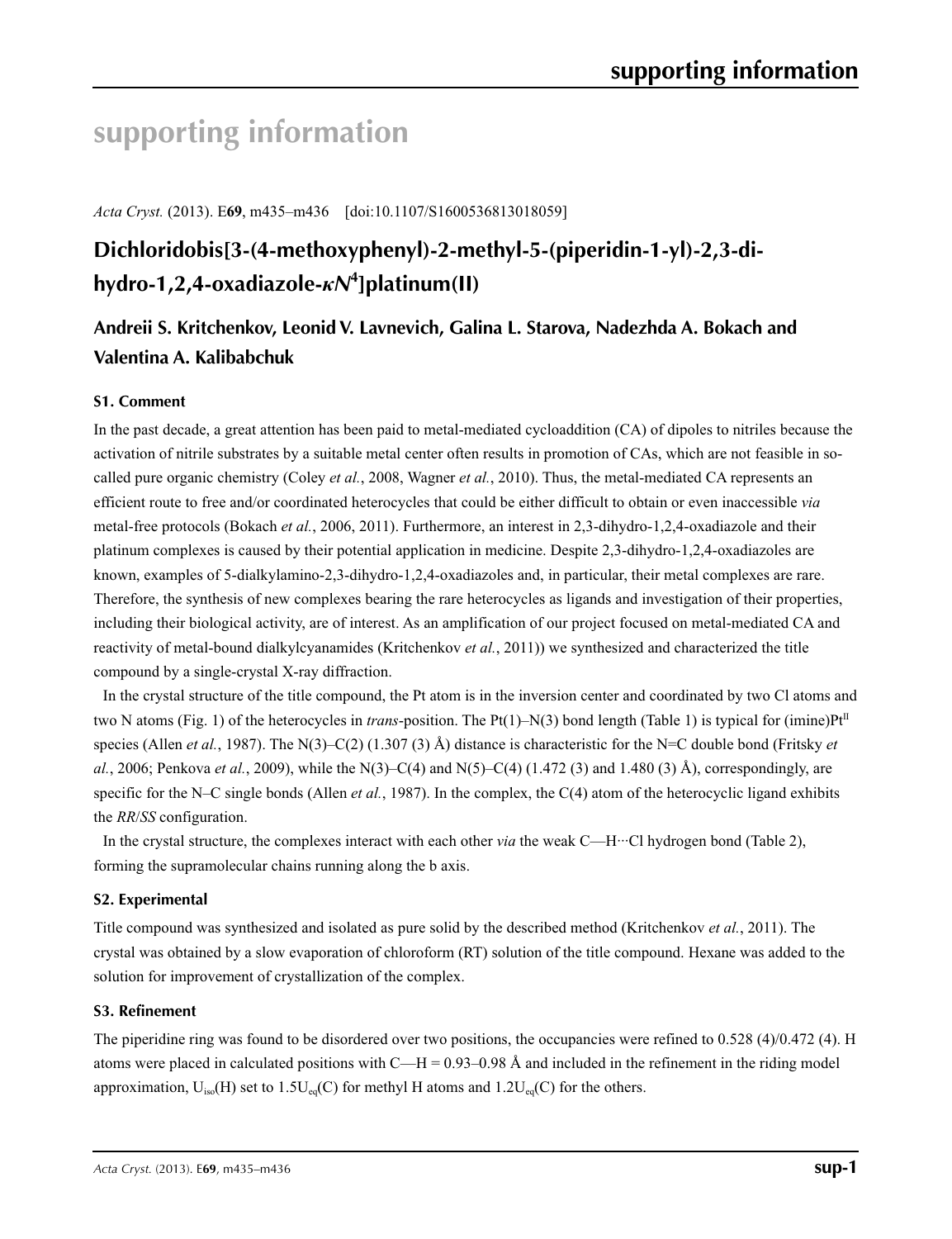# supporting information

*Acta Cryst.* (2013). E**69**, m435–m436 [doi:10.1107/S1600536813018059]

## Dichloridobis[3-(4-methoxyphenyl)-2-methyl-5-(piperidin-1-yl)-2,3-dihydro-1,2,4-oxadiazole-*κN*[4]]platinum(II)

### Andreii S. Kritchenkov, Leonid V. Lavnevich, Galina L. Starova, Nadezhda A. Bokach and Valentina A. Kalibabchuk

#### S1. Comment

In the past decade, a great attention has been paid to metal-mediated cycloaddition (CA) of dipoles to nitriles because the activation of nitrile substrates by a suitable metal center often results in promotion of CAs, which are not feasible in so-called pure organic chemistry (Coley *et al.*, 2008, Wagner *et al.*, 2010). Thus, the metal-mediated CA represents an efficient route to free and/or coordinated heterocycles that could be either difficult to obtain or even inaccessible *via* metal-free protocols (Bokach *et al.*, 2006, 2011). Furthermore, an interest in 2,3-dihydro-1,2,4-oxadiazole and their platinum complexes is caused by their potential application in medicine. Despite 2,3-dihydro-1,2,4-oxadiazoles are known, examples of 5-dialkylamino-2,3-dihydro-1,2,4-oxadiazoles and, in particular, their metal complexes are rare. Therefore, the synthesis of new complexes bearing the rare heterocycles as ligands and investigation of their properties, including their biological activity, are of interest. As an amplification of our project focused on metal-mediated CA and reactivity of metal-bound dialkylcyanamides (Kritchenkov *et al.*, 2011)) we synthesized and characterized the title compound by a single-crystal X-ray diffraction.

In the crystal structure of the title compound, the Pt atom is in the inversion center and coordinated by two Cl atoms and two N atoms (Fig. 1) of the heterocycles in *trans*-position. The Pt(1)–N(3) bond length (Table 1) is typical for (imine)$Pt^{II}$ species (Allen *et al.*, 1987). The N(3)–C(2) (1.307 (3) Å) distance is characteristic for the N=C double bond (Fritsky *et al.*, 2006; Penkova *et al.*, 2009), while the N(3)–C(4) and N(5)–C(4) (1.472 (3) and 1.480 (3) Å), correspondingly, are specific for the N–C single bonds (Allen *et al.*, 1987). In the complex, the C(4) atom of the heterocyclic ligand exhibits the *RR*/*SS* configuration.

In the crystal structure, the complexes interact with each other *via* the weak C—H···Cl hydrogen bond (Table 2), forming the supramolecular chains running along the b axis.

#### S2. Experimental

Title compound was synthesized and isolated as pure solid by the described method (Kritchenkov *et al.*, 2011). The crystal was obtained by a slow evaporation of chloroform (RT) solution of the title compound. Hexane was added to the solution for improvement of crystallization of the complex.

#### S3. Refinement

The piperidine ring was found to be disordered over two positions, the occupancies were refined to 0.528 (4)/0.472 (4). H atoms were placed in calculated positions with C—H = 0.93–0.98 Å and included in the refinement in the riding model approximation, $U_{iso}(H)$ set to $1.5U_{eq}(C)$ for methyl H atoms and $1.2U_{eq}(C)$ for the others.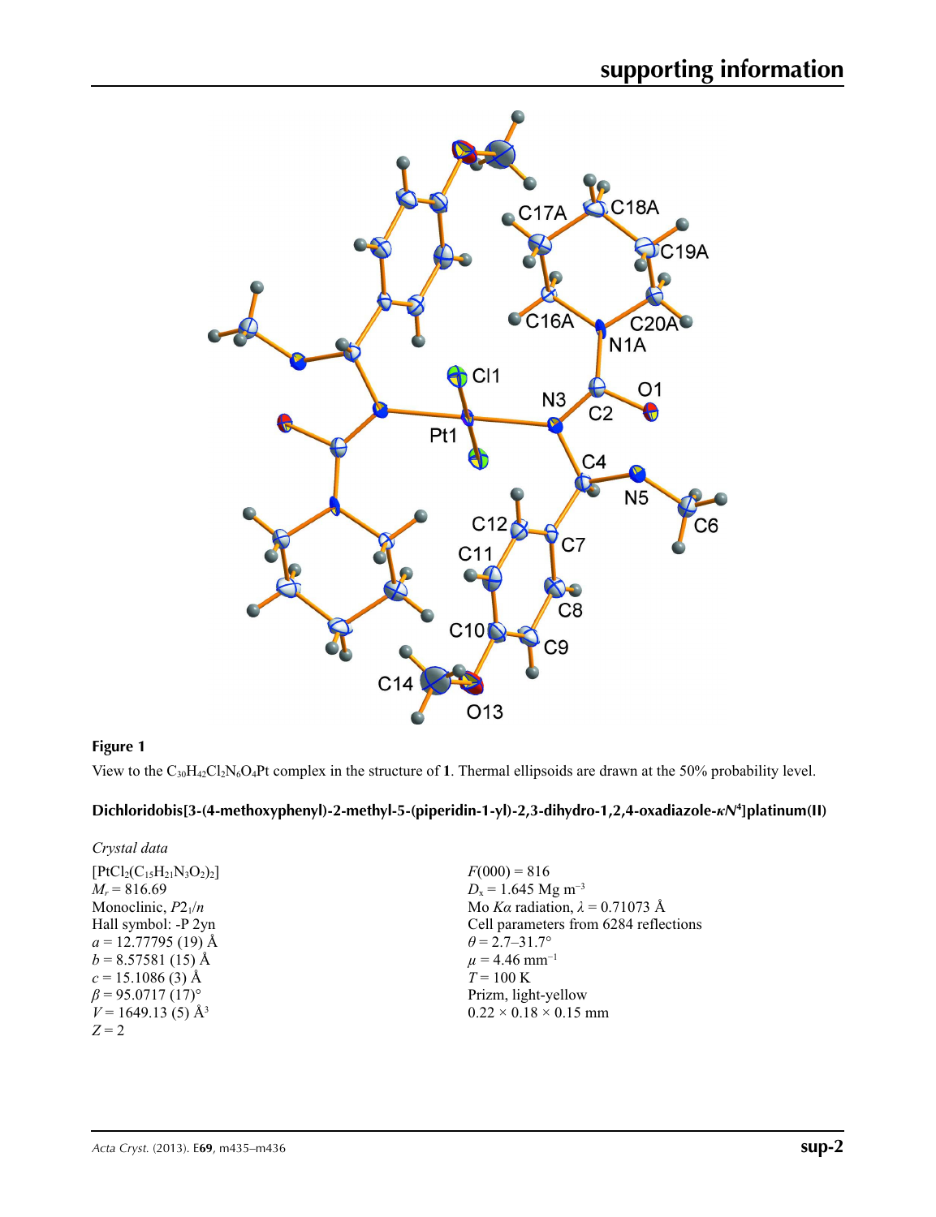**Figure 1**

View to the $C_{30}H_{42}Cl_2N_6O_4Pt$ complex in the structure of **1**. Thermal ellipsoids are drawn at the 50% probability level.

## Dichloridobis[3-(4-methoxyphenyl)-2-methyl-5-(piperidin-1-yl)-2,3-dihydro-1,2,4-oxadiazole-$\kappa N^4$]platinum(II)

*Crystal data*

$[PtCl_2(C_{15}H_{21}N_3O_2)_2]$
$M_r = 816.69$
Monoclinic, $P2_1/n$
Hall symbol: -P 2yn
$a = 12.77795$ (19) Å
$b = 8.57581$ (15) Å
$c = 15.1086$ (3) Å
$\beta = 95.0717$ (17)°
$V = 1649.13$ (5) Å$^3$
$Z = 2$

$F(000) = 816$
$D_x = 1.645$ Mg m$^{-3}$
Mo $K\alpha$ radiation, $\lambda = 0.71073$ Å
Cell parameters from 6284 reflections
$\theta = 2.7$–$31.7°$
$\mu = 4.46$ mm$^{-1}$
$T = 100$ K
Prizm, light-yellow
$0.22 \times 0.18 \times 0.15$ mm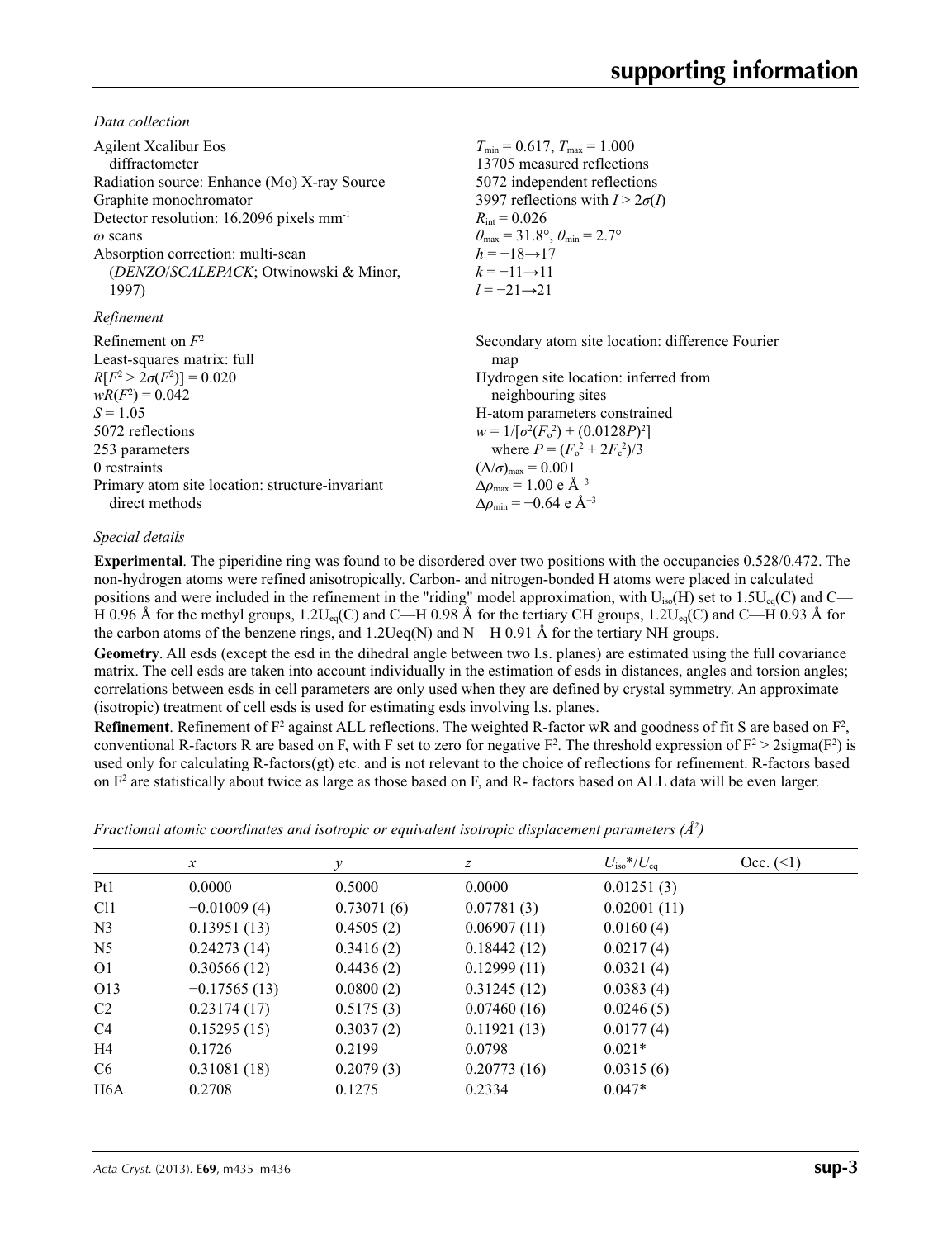### Data collection

Agilent Xcalibur Eos diffractometer  
Radiation source: Enhance (Mo) X-ray Source  
Graphite monochromator  
Detector resolution: 16.2096 pixels mm$^{-1}$  
$\omega$ scans  
Absorption correction: multi-scan (*DENZO*/*SCALEPACK*; Otwinowski & Minor, 1997)

$T_{min} = 0.617$, $T_{max} = 1.000$  
13705 measured reflections  
5072 independent reflections  
3997 reflections with $I > 2\sigma(I)$  
$R_{int} = 0.026$  
$\theta_{max} = 31.8°$, $\theta_{min} = 2.7°$  
$h = -18 \rightarrow 17$  
$k = -11 \rightarrow 11$  
$l = -21 \rightarrow 21$

### Refinement

Refinement on $F^2$  
Least-squares matrix: full  
$R[F^2 > 2\sigma(F^2)] = 0.020$  
$wR(F^2) = 0.042$  
$S = 1.05$  
5072 reflections  
253 parameters  
0 restraints  
Primary atom site location: structure-invariant direct methods

Secondary atom site location: difference Fourier map  
Hydrogen site location: inferred from neighbouring sites  
H-atom parameters constrained  
$w = 1/[\sigma^2(F_o^2) + (0.0128P)^2]$  
where $P = (F_o^2 + 2F_c^2)/3$  
$(\Delta/\sigma)_{max} = 0.001$  
$\Delta\rho_{max} = 1.00$ e Å$^{-3}$  
$\Delta\rho_{min} = -0.64$ e Å$^{-3}$

### Special details

**Experimental**. The piperidine ring was found to be disordered over two positions with the occupancies 0.528/0.472. The non-hydrogen atoms were refined anisotropically. Carbon- and nitrogen-bonded H atoms were placed in calculated positions and were included in the refinement in the "riding" model approximation, with $U_{iso}$(H) set to 1.5$U_{eq}$(C) and C—H 0.96 Å for the methyl groups, 1.2$U_{eq}$(C) and C—H 0.98 Å for the tertiary CH groups, 1.2$U_{eq}$(C) and C—H 0.93 Å for the carbon atoms of the benzene rings, and 1.2Ueq(N) and N—H 0.91 Å for the tertiary NH groups.

**Geometry**. All esds (except the esd in the dihedral angle between two l.s. planes) are estimated using the full covariance matrix. The cell esds are taken into account individually in the estimation of esds in distances, angles and torsion angles; correlations between esds in cell parameters are only used when they are defined by crystal symmetry. An approximate (isotropic) treatment of cell esds is used for estimating esds involving l.s. planes.

**Refinement**. Refinement of F$^2$ against ALL reflections. The weighted R-factor wR and goodness of fit S are based on F$^2$, conventional R-factors R are based on F, with F set to zero for negative F$^2$. The threshold expression of F$^2$ > 2sigma(F$^2$) is used only for calculating R-factors(gt) etc. and is not relevant to the choice of reflections for refinement. R-factors based on F$^2$ are statistically about twice as large as those based on F, and R- factors based on ALL data will be even larger.

*Fractional atomic coordinates and isotropic or equivalent isotropic displacement parameters (Å$^2$)*

| | *x* | *y* | *z* | $U_{iso}$\*/$U_{eq}$ | Occ. (<1) |
|---|---|---|---|---|---|
| Pt1 | 0.0000 | 0.5000 | 0.0000 | 0.01251 (3) | |
| Cl1 | −0.01009 (4) | 0.73071 (6) | 0.07781 (3) | 0.02001 (11) | |
| N3 | 0.13951 (13) | 0.4505 (2) | 0.06907 (11) | 0.0160 (4) | |
| N5 | 0.24273 (14) | 0.3416 (2) | 0.18442 (12) | 0.0217 (4) | |
| O1 | 0.30566 (12) | 0.4436 (2) | 0.12999 (11) | 0.0321 (4) | |
| O13 | −0.17565 (13) | 0.0800 (2) | 0.31245 (12) | 0.0383 (4) | |
| C2 | 0.23174 (17) | 0.5175 (3) | 0.07460 (16) | 0.0246 (5) | |
| C4 | 0.15295 (15) | 0.3037 (2) | 0.11921 (13) | 0.0177 (4) | |
| H4 | 0.1726 | 0.2199 | 0.0798 | 0.021\* | |
| C6 | 0.31081 (18) | 0.2079 (3) | 0.20773 (16) | 0.0315 (6) | |
| H6A | 0.2708 | 0.1275 | 0.2334 | 0.047\* | |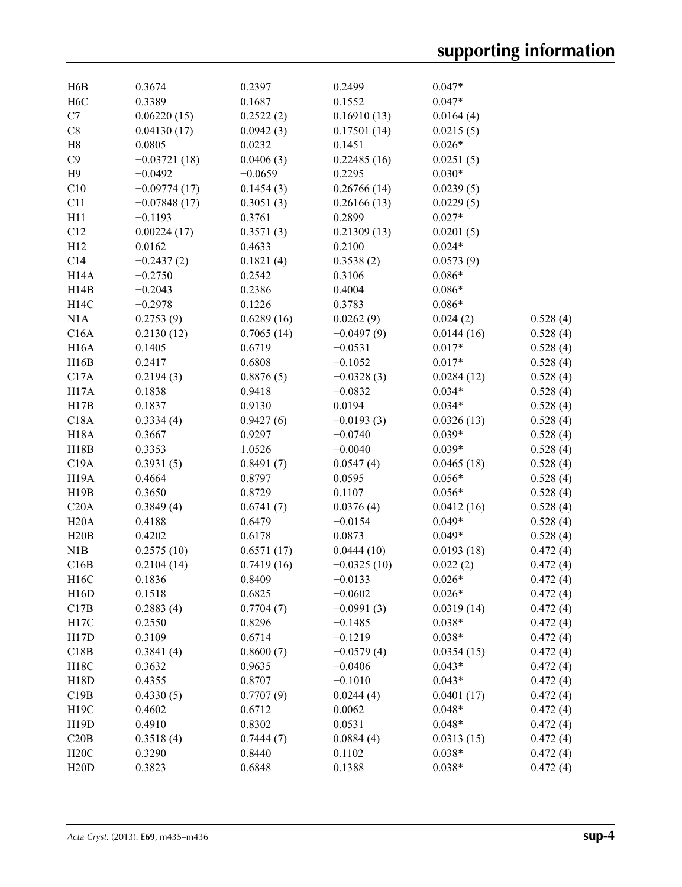|  |  |  |  |  |  |
|---|---|---|---|---|---|
| H6B | 0.3674 | 0.2397 | 0.2499 | 0.047* |  |
| H6C | 0.3389 | 0.1687 | 0.1552 | 0.047* |  |
| C7 | 0.06220 (15) | 0.2522 (2) | 0.16910 (13) | 0.0164 (4) |  |
| C8 | 0.04130 (17) | 0.0942 (3) | 0.17501 (14) | 0.0215 (5) |  |
| H8 | 0.0805 | 0.0232 | 0.1451 | 0.026* |  |
| C9 | −0.03721 (18) | 0.0406 (3) | 0.22485 (16) | 0.0251 (5) |  |
| H9 | −0.0492 | −0.0659 | 0.2295 | 0.030* |  |
| C10 | −0.09774 (17) | 0.1454 (3) | 0.26766 (14) | 0.0239 (5) |  |
| C11 | −0.07848 (17) | 0.3051 (3) | 0.26166 (13) | 0.0229 (5) |  |
| H11 | −0.1193 | 0.3761 | 0.2899 | 0.027* |  |
| C12 | 0.00224 (17) | 0.3571 (3) | 0.21309 (13) | 0.0201 (5) |  |
| H12 | 0.0162 | 0.4633 | 0.2100 | 0.024* |  |
| C14 | −0.2437 (2) | 0.1821 (4) | 0.3538 (2) | 0.0573 (9) |  |
| H14A | −0.2750 | 0.2542 | 0.3106 | 0.086* |  |
| H14B | −0.2043 | 0.2386 | 0.4004 | 0.086* |  |
| H14C | −0.2978 | 0.1226 | 0.3783 | 0.086* |  |
| N1A | 0.2753 (9) | 0.6289 (16) | 0.0262 (9) | 0.024 (2) | 0.528 (4) |
| C16A | 0.2130 (12) | 0.7065 (14) | −0.0497 (9) | 0.0144 (16) | 0.528 (4) |
| H16A | 0.1405 | 0.6719 | −0.0531 | 0.017* | 0.528 (4) |
| H16B | 0.2417 | 0.6808 | −0.1052 | 0.017* | 0.528 (4) |
| C17A | 0.2194 (3) | 0.8876 (5) | −0.0328 (3) | 0.0284 (12) | 0.528 (4) |
| H17A | 0.1838 | 0.9418 | −0.0832 | 0.034* | 0.528 (4) |
| H17B | 0.1837 | 0.9130 | 0.0194 | 0.034* | 0.528 (4) |
| C18A | 0.3334 (4) | 0.9427 (6) | −0.0193 (3) | 0.0326 (13) | 0.528 (4) |
| H18A | 0.3667 | 0.9297 | −0.0740 | 0.039* | 0.528 (4) |
| H18B | 0.3353 | 1.0526 | −0.0040 | 0.039* | 0.528 (4) |
| C19A | 0.3931 (5) | 0.8491 (7) | 0.0547 (4) | 0.0465 (18) | 0.528 (4) |
| H19A | 0.4664 | 0.8797 | 0.0595 | 0.056* | 0.528 (4) |
| H19B | 0.3650 | 0.8729 | 0.1107 | 0.056* | 0.528 (4) |
| C20A | 0.3849 (4) | 0.6741 (7) | 0.0376 (4) | 0.0412 (16) | 0.528 (4) |
| H20A | 0.4188 | 0.6479 | −0.0154 | 0.049* | 0.528 (4) |
| H20B | 0.4202 | 0.6178 | 0.0873 | 0.049* | 0.528 (4) |
| N1B | 0.2575 (10) | 0.6571 (17) | 0.0444 (10) | 0.0193 (18) | 0.472 (4) |
| C16B | 0.2104 (14) | 0.7419 (16) | −0.0325 (10) | 0.022 (2) | 0.472 (4) |
| H16C | 0.1836 | 0.8409 | −0.0133 | 0.026* | 0.472 (4) |
| H16D | 0.1518 | 0.6825 | −0.0602 | 0.026* | 0.472 (4) |
| C17B | 0.2883 (4) | 0.7704 (7) | −0.0991 (3) | 0.0319 (14) | 0.472 (4) |
| H17C | 0.2550 | 0.8296 | −0.1485 | 0.038* | 0.472 (4) |
| H17D | 0.3109 | 0.6714 | −0.1219 | 0.038* | 0.472 (4) |
| C18B | 0.3841 (4) | 0.8600 (7) | −0.0579 (4) | 0.0354 (15) | 0.472 (4) |
| H18C | 0.3632 | 0.9635 | −0.0406 | 0.043* | 0.472 (4) |
| H18D | 0.4355 | 0.8707 | −0.1010 | 0.043* | 0.472 (4) |
| C19B | 0.4330 (5) | 0.7707 (9) | 0.0244 (4) | 0.0401 (17) | 0.472 (4) |
| H19C | 0.4602 | 0.6712 | 0.0062 | 0.048* | 0.472 (4) |
| H19D | 0.4910 | 0.8302 | 0.0531 | 0.048* | 0.472 (4) |
| C20B | 0.3518 (4) | 0.7444 (7) | 0.0884 (4) | 0.0313 (15) | 0.472 (4) |
| H20C | 0.3290 | 0.8440 | 0.1102 | 0.038* | 0.472 (4) |
| H20D | 0.3823 | 0.6848 | 0.1388 | 0.038* | 0.472 (4) |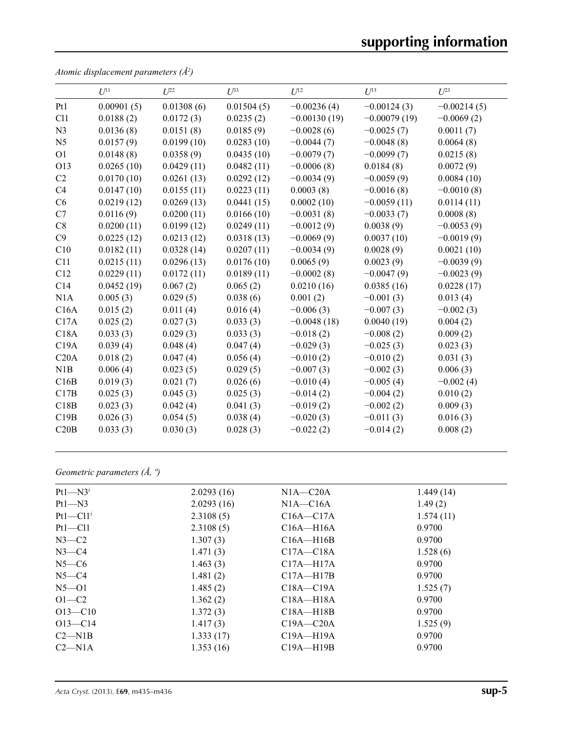*Atomic displacement parameters (Å²)*

| | $U^{11}$ | $U^{22}$ | $U^{33}$ | $U^{12}$ | $U^{13}$ | $U^{23}$ |
|---|---|---|---|---|---|---|
| Pt1 | 0.00901 (5) | 0.01308 (6) | 0.01504 (5) | −0.00236 (4) | −0.00124 (3) | −0.00214 (5) |
| Cl1 | 0.0188 (2) | 0.0172 (3) | 0.0235 (2) | −0.00130 (19) | −0.00079 (19) | −0.0069 (2) |
| N3 | 0.0136 (8) | 0.0151 (8) | 0.0185 (9) | −0.0028 (6) | −0.0025 (7) | 0.0011 (7) |
| N5 | 0.0157 (9) | 0.0199 (10) | 0.0283 (10) | −0.0044 (7) | −0.0048 (8) | 0.0064 (8) |
| O1 | 0.0148 (8) | 0.0358 (9) | 0.0435 (10) | −0.0079 (7) | −0.0099 (7) | 0.0215 (8) |
| O13 | 0.0265 (10) | 0.0429 (11) | 0.0482 (11) | −0.0006 (8) | 0.0184 (8) | 0.0072 (9) |
| C2 | 0.0170 (10) | 0.0261 (13) | 0.0292 (12) | −0.0034 (9) | −0.0059 (9) | 0.0084 (10) |
| C4 | 0.0147 (10) | 0.0155 (11) | 0.0223 (11) | 0.0003 (8) | −0.0016 (8) | −0.0010 (8) |
| C6 | 0.0219 (12) | 0.0269 (13) | 0.0441 (15) | 0.0002 (10) | −0.0059 (11) | 0.0114 (11) |
| C7 | 0.0116 (9) | 0.0200 (11) | 0.0166 (10) | −0.0031 (8) | −0.0033 (7) | 0.0008 (8) |
| C8 | 0.0200 (11) | 0.0199 (12) | 0.0249 (11) | −0.0012 (9) | 0.0038 (9) | −0.0053 (9) |
| C9 | 0.0225 (12) | 0.0213 (12) | 0.0318 (13) | −0.0069 (9) | 0.0037 (10) | −0.0019 (9) |
| C10 | 0.0182 (11) | 0.0328 (14) | 0.0207 (11) | −0.0034 (9) | 0.0028 (9) | 0.0021 (10) |
| C11 | 0.0215 (11) | 0.0296 (13) | 0.0176 (10) | 0.0065 (9) | 0.0023 (9) | −0.0039 (9) |
| C12 | 0.0229 (11) | 0.0172 (11) | 0.0189 (11) | −0.0002 (8) | −0.0047 (9) | −0.0023 (9) |
| C14 | 0.0452 (19) | 0.067 (2) | 0.065 (2) | 0.0210 (16) | 0.0385 (16) | 0.0228 (17) |
| N1A | 0.005 (3) | 0.029 (5) | 0.038 (6) | 0.001 (2) | −0.001 (3) | 0.013 (4) |
| C16A | 0.015 (2) | 0.011 (4) | 0.016 (4) | −0.006 (3) | −0.007 (3) | −0.002 (3) |
| C17A | 0.025 (2) | 0.027 (3) | 0.033 (3) | −0.0048 (18) | 0.0040 (19) | 0.004 (2) |
| C18A | 0.033 (3) | 0.029 (3) | 0.033 (3) | −0.018 (2) | −0.008 (2) | 0.009 (2) |
| C19A | 0.039 (4) | 0.048 (4) | 0.047 (4) | −0.029 (3) | −0.025 (3) | 0.023 (3) |
| C20A | 0.018 (2) | 0.047 (4) | 0.056 (4) | −0.010 (2) | −0.010 (2) | 0.031 (3) |
| N1B | 0.006 (4) | 0.023 (5) | 0.029 (5) | −0.007 (3) | −0.002 (3) | 0.006 (3) |
| C16B | 0.019 (3) | 0.021 (7) | 0.026 (6) | −0.010 (4) | −0.005 (4) | −0.002 (4) |
| C17B | 0.025 (3) | 0.045 (3) | 0.025 (3) | −0.014 (2) | −0.004 (2) | 0.010 (2) |
| C18B | 0.023 (3) | 0.042 (4) | 0.041 (3) | −0.019 (2) | −0.002 (2) | 0.009 (3) |
| C19B | 0.026 (3) | 0.054 (5) | 0.038 (4) | −0.020 (3) | −0.011 (3) | 0.016 (3) |
| C20B | 0.033 (3) | 0.030 (3) | 0.028 (3) | −0.022 (2) | −0.014 (2) | 0.008 (2) |

*Geometric parameters (Å, º)*

| | | | |
|---|---|---|---|
| Pt1—N3$^{i}$ | 2.0293 (16) | N1A—C20A | 1.449 (14) |
| Pt1—N3 | 2.0293 (16) | N1A—C16A | 1.49 (2) |
| Pt1—Cl1$^{i}$ | 2.3108 (5) | C16A—C17A | 1.574 (11) |
| Pt1—Cl1 | 2.3108 (5) | C16A—H16A | 0.9700 |
| N3—C2 | 1.307 (3) | C16A—H16B | 0.9700 |
| N3—C4 | 1.471 (3) | C17A—C18A | 1.528 (6) |
| N5—C6 | 1.463 (3) | C17A—H17A | 0.9700 |
| N5—C4 | 1.481 (2) | C17A—H17B | 0.9700 |
| N5—O1 | 1.485 (2) | C18A—C19A | 1.525 (7) |
| O1—C2 | 1.362 (2) | C18A—H18A | 0.9700 |
| O13—C10 | 1.372 (3) | C18A—H18B | 0.9700 |
| O13—C14 | 1.417 (3) | C19A—C20A | 1.525 (9) |
| C2—N1B | 1.333 (17) | C19A—H19A | 0.9700 |
| C2—N1A | 1.353 (16) | C19A—H19B | 0.9700 |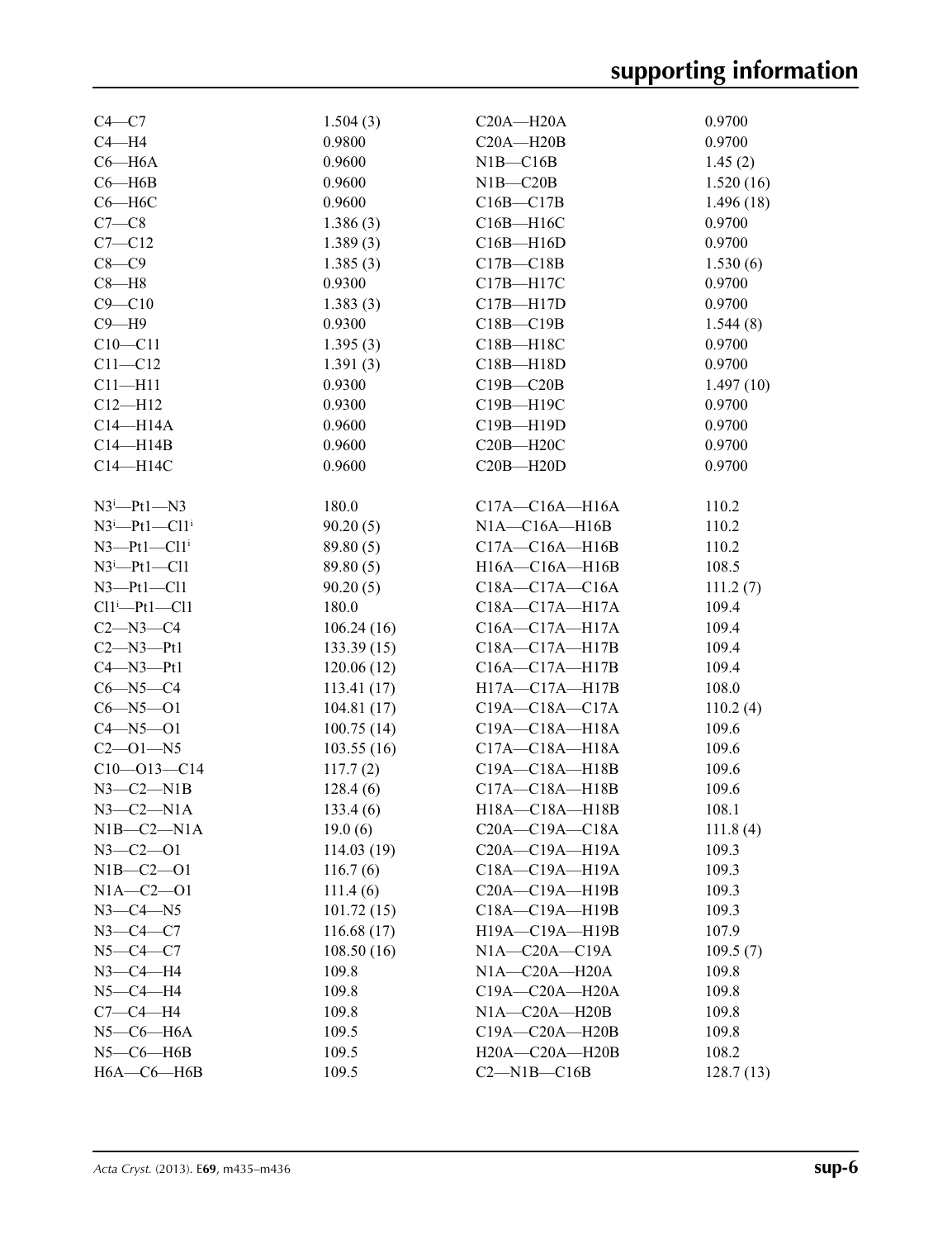| | | | |
|---|---|---|---|
| C4—C7 | 1.504 (3) | C20A—H20A | 0.9700 |
| C4—H4 | 0.9800 | C20A—H20B | 0.9700 |
| C6—H6A | 0.9600 | N1B—C16B | 1.45 (2) |
| C6—H6B | 0.9600 | N1B—C20B | 1.520 (16) |
| C6—H6C | 0.9600 | C16B—C17B | 1.496 (18) |
| C7—C8 | 1.386 (3) | C16B—H16C | 0.9700 |
| C7—C12 | 1.389 (3) | C16B—H16D | 0.9700 |
| C8—C9 | 1.385 (3) | C17B—C18B | 1.530 (6) |
| C8—H8 | 0.9300 | C17B—H17C | 0.9700 |
| C9—C10 | 1.383 (3) | C17B—H17D | 0.9700 |
| C9—H9 | 0.9300 | C18B—C19B | 1.544 (8) |
| C10—C11 | 1.395 (3) | C18B—H18C | 0.9700 |
| C11—C12 | 1.391 (3) | C18B—H18D | 0.9700 |
| C11—H11 | 0.9300 | C19B—C20B | 1.497 (10) |
| C12—H12 | 0.9300 | C19B—H19C | 0.9700 |
| C14—H14A | 0.9600 | C19B—H19D | 0.9700 |
| C14—H14B | 0.9600 | C20B—H20C | 0.9700 |
| C14—H14C | 0.9600 | C20B—H20D | 0.9700 |
| | | | |
| N3$^{i}$—Pt1—N3 | 180.0 | C17A—C16A—H16A | 110.2 |
| N3$^{i}$—Pt1—Cl1$^{i}$ | 90.20 (5) | N1A—C16A—H16B | 110.2 |
| N3—Pt1—Cl1$^{i}$ | 89.80 (5) | C17A—C16A—H16B | 110.2 |
| N3$^{i}$—Pt1—Cl1 | 89.80 (5) | H16A—C16A—H16B | 108.5 |
| N3—Pt1—Cl1 | 90.20 (5) | C18A—C17A—C16A | 111.2 (7) |
| Cl1$^{i}$—Pt1—Cl1 | 180.0 | C18A—C17A—H17A | 109.4 |
| C2—N3—C4 | 106.24 (16) | C16A—C17A—H17A | 109.4 |
| C2—N3—Pt1 | 133.39 (15) | C18A—C17A—H17B | 109.4 |
| C4—N3—Pt1 | 120.06 (12) | C16A—C17A—H17B | 109.4 |
| C6—N5—C4 | 113.41 (17) | H17A—C17A—H17B | 108.0 |
| C6—N5—O1 | 104.81 (17) | C19A—C18A—C17A | 110.2 (4) |
| C4—N5—O1 | 100.75 (14) | C19A—C18A—H18A | 109.6 |
| C2—O1—N5 | 103.55 (16) | C17A—C18A—H18A | 109.6 |
| C10—O13—C14 | 117.7 (2) | C19A—C18A—H18B | 109.6 |
| N3—C2—N1B | 128.4 (6) | C17A—C18A—H18B | 109.6 |
| N3—C2—N1A | 133.4 (6) | H18A—C18A—H18B | 108.1 |
| N1B—C2—N1A | 19.0 (6) | C20A—C19A—C18A | 111.8 (4) |
| N3—C2—O1 | 114.03 (19) | C20A—C19A—H19A | 109.3 |
| N1B—C2—O1 | 116.7 (6) | C18A—C19A—H19A | 109.3 |
| N1A—C2—O1 | 111.4 (6) | C20A—C19A—H19B | 109.3 |
| N3—C4—N5 | 101.72 (15) | C18A—C19A—H19B | 109.3 |
| N3—C4—C7 | 116.68 (17) | H19A—C19A—H19B | 107.9 |
| N5—C4—C7 | 108.50 (16) | N1A—C20A—C19A | 109.5 (7) |
| N3—C4—H4 | 109.8 | N1A—C20A—H20A | 109.8 |
| N5—C4—H4 | 109.8 | C19A—C20A—H20A | 109.8 |
| C7—C4—H4 | 109.8 | N1A—C20A—H20B | 109.8 |
| N5—C6—H6A | 109.5 | C19A—C20A—H20B | 109.8 |
| N5—C6—H6B | 109.5 | H20A—C20A—H20B | 108.2 |
| H6A—C6—H6B | 109.5 | C2—N1B—C16B | 128.7 (13) |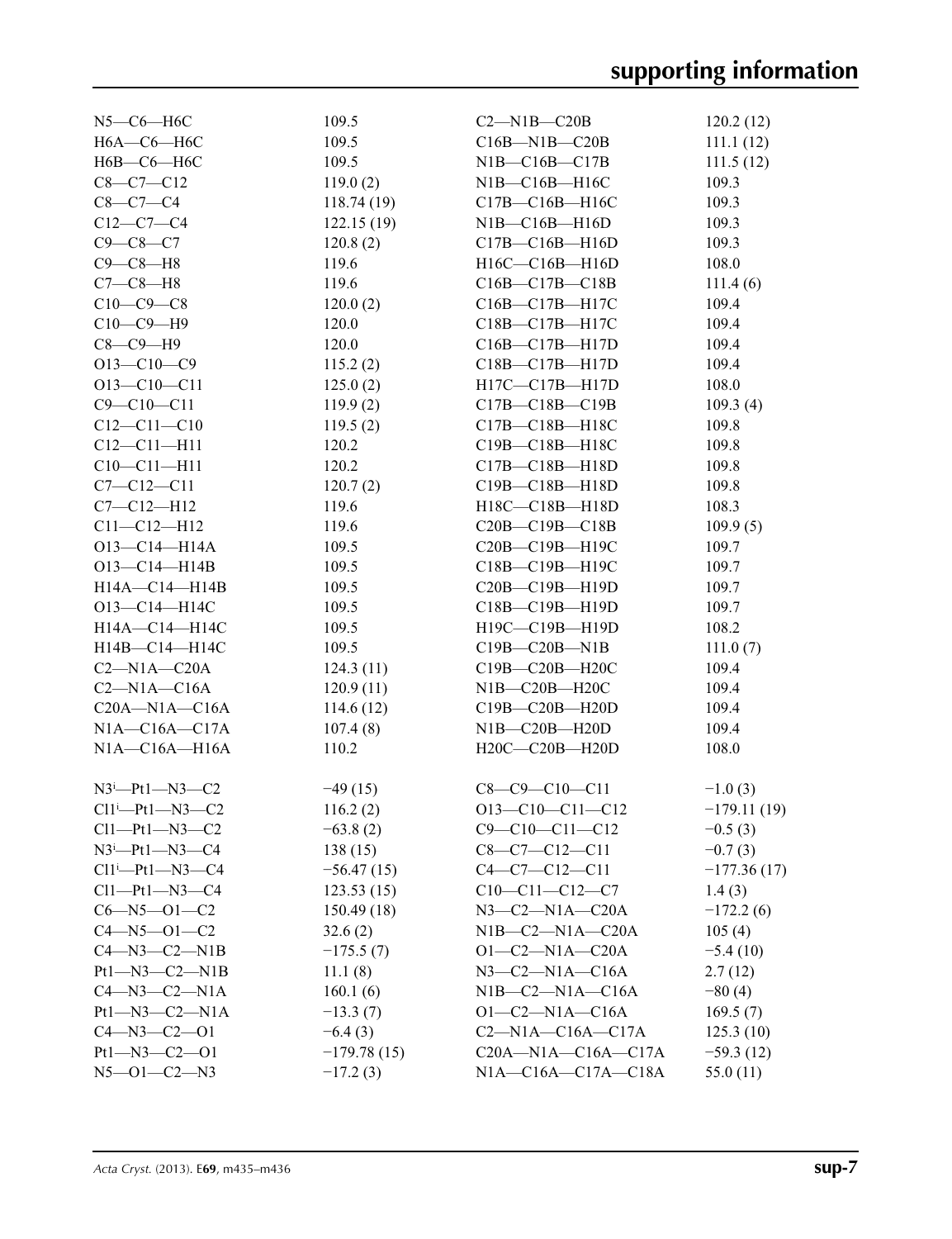| | | | |
|---|---|---|---|
| N5—C6—H6C | 109.5 | C2—N1B—C20B | 120.2 (12) |
| H6A—C6—H6C | 109.5 | C16B—N1B—C20B | 111.1 (12) |
| H6B—C6—H6C | 109.5 | N1B—C16B—C17B | 111.5 (12) |
| C8—C7—C12 | 119.0 (2) | N1B—C16B—H16C | 109.3 |
| C8—C7—C4 | 118.74 (19) | C17B—C16B—H16C | 109.3 |
| C12—C7—C4 | 122.15 (19) | N1B—C16B—H16D | 109.3 |
| C9—C8—C7 | 120.8 (2) | C17B—C16B—H16D | 109.3 |
| C9—C8—H8 | 119.6 | H16C—C16B—H16D | 108.0 |
| C7—C8—H8 | 119.6 | C16B—C17B—C18B | 111.4 (6) |
| C10—C9—C8 | 120.0 (2) | C16B—C17B—H17C | 109.4 |
| C10—C9—H9 | 120.0 | C18B—C17B—H17C | 109.4 |
| C8—C9—H9 | 120.0 | C16B—C17B—H17D | 109.4 |
| O13—C10—C9 | 115.2 (2) | C18B—C17B—H17D | 109.4 |
| O13—C10—C11 | 125.0 (2) | H17C—C17B—H17D | 108.0 |
| C9—C10—C11 | 119.9 (2) | C17B—C18B—C19B | 109.3 (4) |
| C12—C11—C10 | 119.5 (2) | C17B—C18B—H18C | 109.8 |
| C12—C11—H11 | 120.2 | C19B—C18B—H18C | 109.8 |
| C10—C11—H11 | 120.2 | C17B—C18B—H18D | 109.8 |
| C7—C12—C11 | 120.7 (2) | C19B—C18B—H18D | 109.8 |
| C7—C12—H12 | 119.6 | H18C—C18B—H18D | 108.3 |
| C11—C12—H12 | 119.6 | C20B—C19B—C18B | 109.9 (5) |
| O13—C14—H14A | 109.5 | C20B—C19B—H19C | 109.7 |
| O13—C14—H14B | 109.5 | C18B—C19B—H19C | 109.7 |
| H14A—C14—H14B | 109.5 | C20B—C19B—H19D | 109.7 |
| O13—C14—H14C | 109.5 | C18B—C19B—H19D | 109.7 |
| H14A—C14—H14C | 109.5 | H19C—C19B—H19D | 108.2 |
| H14B—C14—H14C | 109.5 | C19B—C20B—N1B | 111.0 (7) |
| C2—N1A—C20A | 124.3 (11) | C19B—C20B—H20C | 109.4 |
| C2—N1A—C16A | 120.9 (11) | N1B—C20B—H20C | 109.4 |
| C20A—N1A—C16A | 114.6 (12) | C19B—C20B—H20D | 109.4 |
| N1A—C16A—C17A | 107.4 (8) | N1B—C20B—H20D | 109.4 |
| N1A—C16A—H16A | 110.2 | H20C—C20B—H20D | 108.0 |

| | | | |
|---|---|---|---|
| N3$^{i}$—Pt1—N3—C2 | −49 (15) | C8—C9—C10—C11 | −1.0 (3) |
| Cl1$^{i}$—Pt1—N3—C2 | 116.2 (2) | O13—C10—C11—C12 | −179.11 (19) |
| Cl1—Pt1—N3—C2 | −63.8 (2) | C9—C10—C11—C12 | −0.5 (3) |
| N3$^{i}$—Pt1—N3—C4 | 138 (15) | C8—C7—C12—C11 | −0.7 (3) |
| Cl1$^{i}$—Pt1—N3—C4 | −56.47 (15) | C4—C7—C12—C11 | −177.36 (17) |
| Cl1—Pt1—N3—C4 | 123.53 (15) | C10—C11—C12—C7 | 1.4 (3) |
| C6—N5—O1—C2 | 150.49 (18) | N3—C2—N1A—C20A | −172.2 (6) |
| C4—N5—O1—C2 | 32.6 (2) | N1B—C2—N1A—C20A | 105 (4) |
| C4—N3—C2—N1B | −175.5 (7) | O1—C2—N1A—C20A | −5.4 (10) |
| Pt1—N3—C2—N1B | 11.1 (8) | N3—C2—N1A—C16A | 2.7 (12) |
| C4—N3—C2—N1A | 160.1 (6) | N1B—C2—N1A—C16A | −80 (4) |
| Pt1—N3—C2—N1A | −13.3 (7) | O1—C2—N1A—C16A | 169.5 (7) |
| C4—N3—C2—O1 | −6.4 (3) | C2—N1A—C16A—C17A | 125.3 (10) |
| Pt1—N3—C2—O1 | −179.78 (15) | C20A—N1A—C16A—C17A | −59.3 (12) |
| N5—O1—C2—N3 | −17.2 (3) | N1A—C16A—C17A—C18A | 55.0 (11) |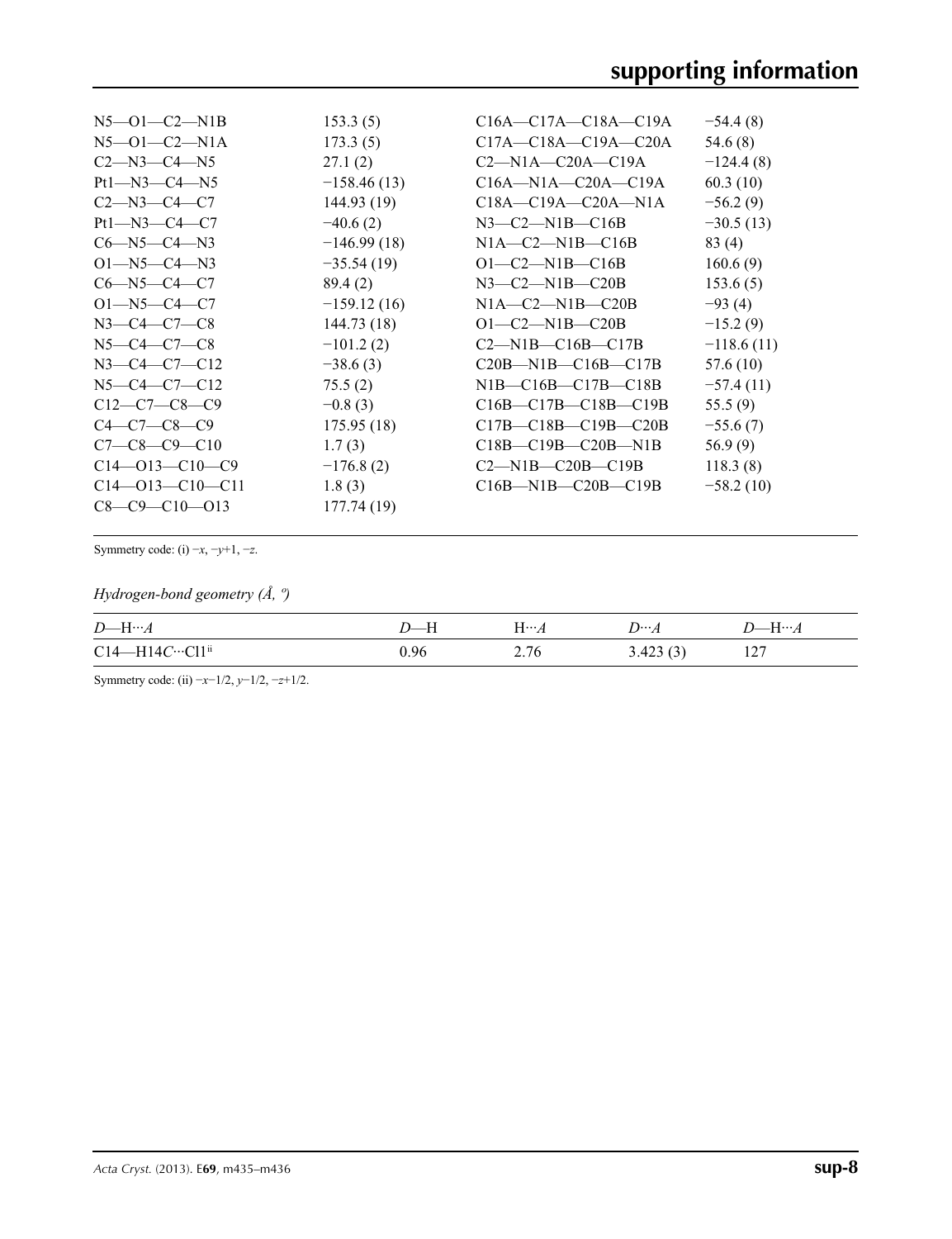| | | | |
|---|---|---|---|
| N5—O1—C2—N1B | 153.3 (5) | C16A—C17A—C18A—C19A | −54.4 (8) |
| N5—O1—C2—N1A | 173.3 (5) | C17A—C18A—C19A—C20A | 54.6 (8) |
| C2—N3—C4—N5 | 27.1 (2) | C2—N1A—C20A—C19A | −124.4 (8) |
| Pt1—N3—C4—N5 | −158.46 (13) | C16A—N1A—C20A—C19A | 60.3 (10) |
| C2—N3—C4—C7 | 144.93 (19) | C18A—C19A—C20A—N1A | −56.2 (9) |
| Pt1—N3—C4—C7 | −40.6 (2) | N3—C2—N1B—C16B | −30.5 (13) |
| C6—N5—C4—N3 | −146.99 (18) | N1A—C2—N1B—C16B | 83 (4) |
| O1—N5—C4—N3 | −35.54 (19) | O1—C2—N1B—C16B | 160.6 (9) |
| C6—N5—C4—C7 | 89.4 (2) | N3—C2—N1B—C20B | 153.6 (5) |
| O1—N5—C4—C7 | −159.12 (16) | N1A—C2—N1B—C20B | −93 (4) |
| N3—C4—C7—C8 | 144.73 (18) | O1—C2—N1B—C20B | −15.2 (9) |
| N5—C4—C7—C8 | −101.2 (2) | C2—N1B—C16B—C17B | −118.6 (11) |
| N3—C4—C7—C12 | −38.6 (3) | C20B—N1B—C16B—C17B | 57.6 (10) |
| N5—C4—C7—C12 | 75.5 (2) | N1B—C16B—C17B—C18B | −57.4 (11) |
| C12—C7—C8—C9 | −0.8 (3) | C16B—C17B—C18B—C19B | 55.5 (9) |
| C4—C7—C8—C9 | 175.95 (18) | C17B—C18B—C19B—C20B | −55.6 (7) |
| C7—C8—C9—C10 | 1.7 (3) | C18B—C19B—C20B—N1B | 56.9 (9) |
| C14—O13—C10—C9 | −176.8 (2) | C2—N1B—C20B—C19B | 118.3 (8) |
| C14—O13—C10—C11 | 1.8 (3) | C16B—N1B—C20B—C19B | −58.2 (10) |
| C8—C9—C10—O13 | 177.74 (19) | | |

Symmetry code: (i) −*x*, −*y*+1, −*z*.

*Hydrogen-bond geometry (Å, º)*

| *D*—H···*A* | *D*—H | H···*A* | *D*···*A* | *D*—H···*A* |
|---|---|---|---|---|
| C14—H14*C*···Cl1[ii] | 0.96 | 2.76 | 3.423 (3) | 127 |

Symmetry code: (ii) −*x*−1/2, *y*−1/2, −*z*+1/2.